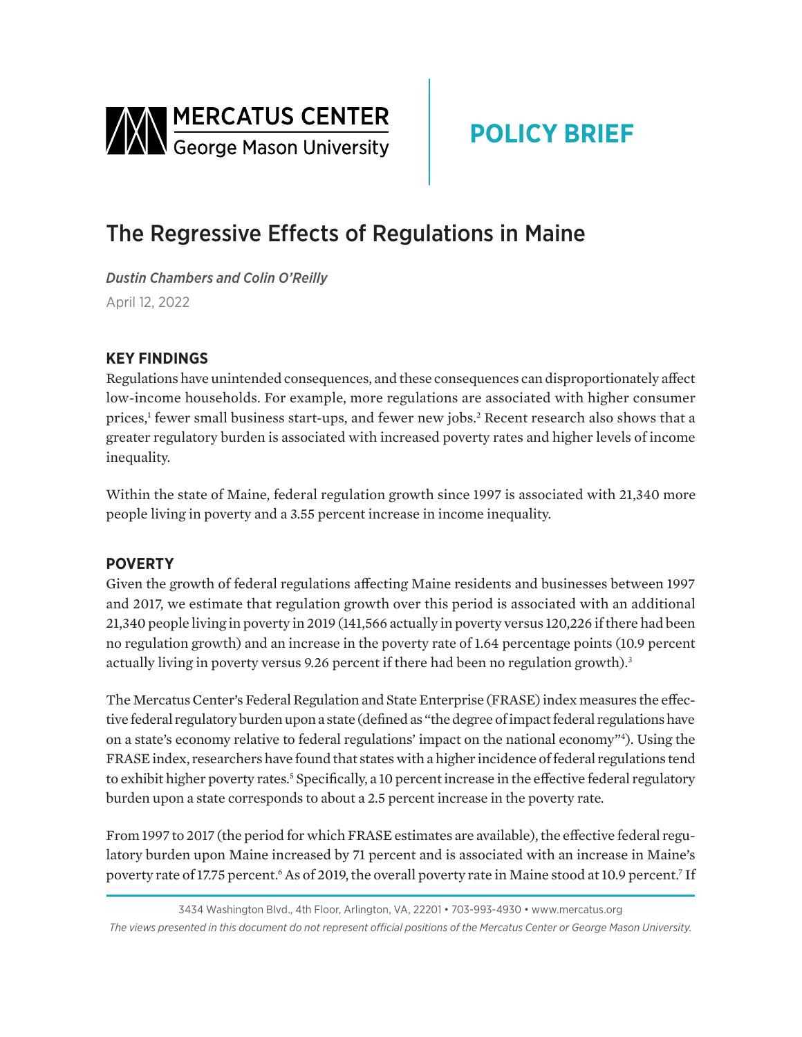MERCATUS CENTER George Mason University

POLICY BRIEF

# The Regressive Effects of Regulations in Maine

*Dustin Chambers and Colin O'Reilly*

April 12, 2022

## KEY FINDINGS

Regulations have unintended consequences, and these consequences can disproportionately affect low-income households. For example, more regulations are associated with higher consumer prices,[1] fewer small business start-ups, and fewer new jobs.[2] Recent research also shows that a greater regulatory burden is associated with increased poverty rates and higher levels of income inequality.

Within the state of Maine, federal regulation growth since 1997 is associated with 21,340 more people living in poverty and a 3.55 percent increase in income inequality.

## POVERTY

Given the growth of federal regulations affecting Maine residents and businesses between 1997 and 2017, we estimate that regulation growth over this period is associated with an additional 21,340 people living in poverty in 2019 (141,566 actually in poverty versus 120,226 if there had been no regulation growth) and an increase in the poverty rate of 1.64 percentage points (10.9 percent actually living in poverty versus 9.26 percent if there had been no regulation growth).[3]

The Mercatus Center's Federal Regulation and State Enterprise (FRASE) index measures the effective federal regulatory burden upon a state (defined as "the degree of impact federal regulations have on a state's economy relative to federal regulations' impact on the national economy"[4]). Using the FRASE index, researchers have found that states with a higher incidence of federal regulations tend to exhibit higher poverty rates.[5] Specifically, a 10 percent increase in the effective federal regulatory burden upon a state corresponds to about a 2.5 percent increase in the poverty rate.

From 1997 to 2017 (the period for which FRASE estimates are available), the effective federal regulatory burden upon Maine increased by 71 percent and is associated with an increase in Maine's poverty rate of 17.75 percent.[6] As of 2019, the overall poverty rate in Maine stood at 10.9 percent.[7] If

3434 Washington Blvd., 4th Floor, Arlington, VA, 22201 • 703-993-4930 • www.mercatus.org

*The views presented in this document do not represent official positions of the Mercatus Center or George Mason University.*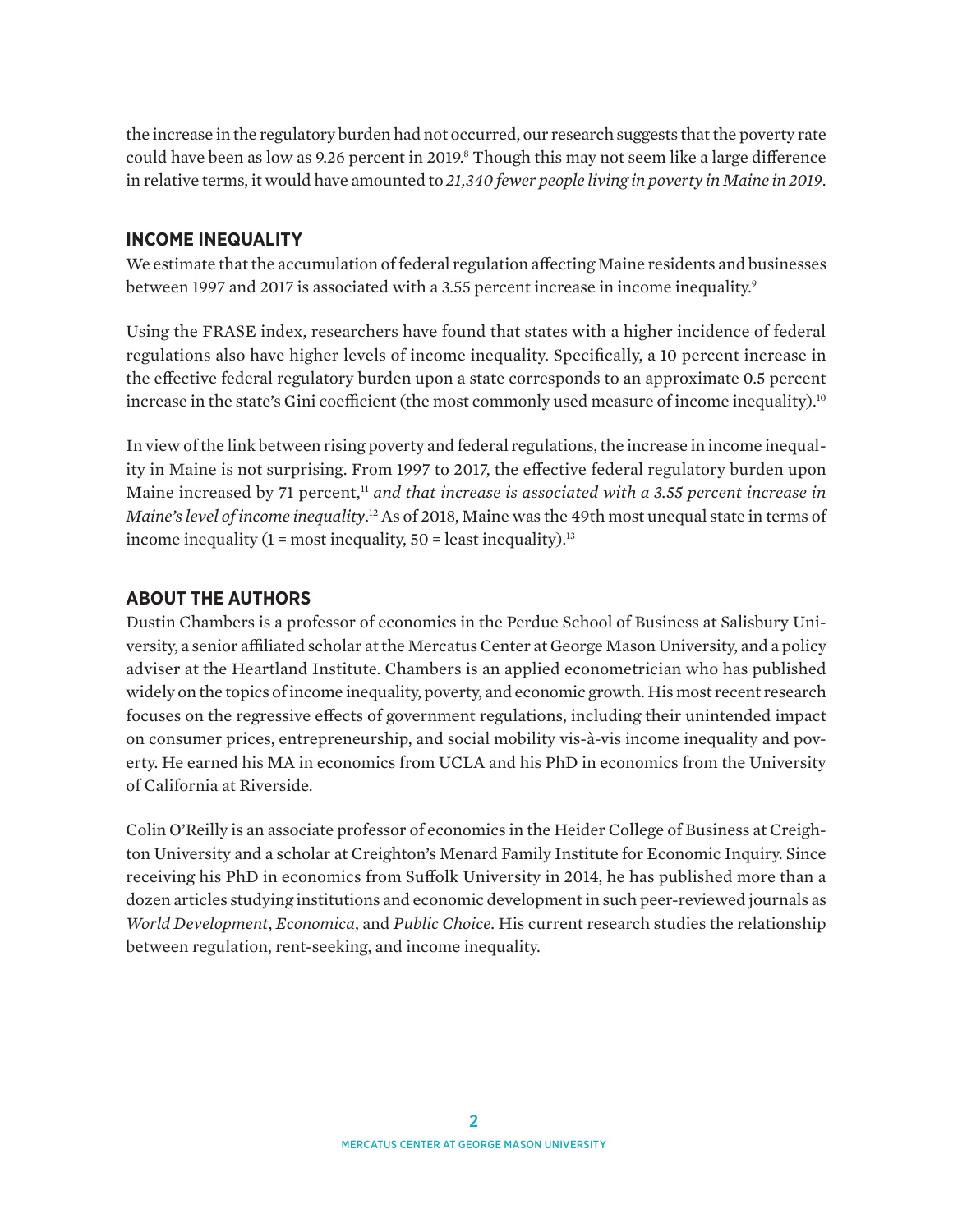the increase in the regulatory burden had not occurred, our research suggests that the poverty rate could have been as low as 9.26 percent in 2019.[8] Though this may not seem like a large difference in relative terms, it would have amounted to *21,340 fewer people living in poverty in Maine in 2019*.

## INCOME INEQUALITY

We estimate that the accumulation of federal regulation affecting Maine residents and businesses between 1997 and 2017 is associated with a 3.55 percent increase in income inequality.[9]

Using the FRASE index, researchers have found that states with a higher incidence of federal regulations also have higher levels of income inequality. Specifically, a 10 percent increase in the effective federal regulatory burden upon a state corresponds to an approximate 0.5 percent increase in the state's Gini coefficient (the most commonly used measure of income inequality).[10]

In view of the link between rising poverty and federal regulations, the increase in income inequality in Maine is not surprising. From 1997 to 2017, the effective federal regulatory burden upon Maine increased by 71 percent,[11] *and that increase is associated with a 3.55 percent increase in Maine's level of income inequality*.[12] As of 2018, Maine was the 49th most unequal state in terms of income inequality (1 = most inequality, 50 = least inequality).[13]

## ABOUT THE AUTHORS

Dustin Chambers is a professor of economics in the Perdue School of Business at Salisbury University, a senior affiliated scholar at the Mercatus Center at George Mason University, and a policy adviser at the Heartland Institute. Chambers is an applied econometrician who has published widely on the topics of income inequality, poverty, and economic growth. His most recent research focuses on the regressive effects of government regulations, including their unintended impact on consumer prices, entrepreneurship, and social mobility vis-à-vis income inequality and poverty. He earned his MA in economics from UCLA and his PhD in economics from the University of California at Riverside.

Colin O'Reilly is an associate professor of economics in the Heider College of Business at Creighton University and a scholar at Creighton's Menard Family Institute for Economic Inquiry. Since receiving his PhD in economics from Suffolk University in 2014, he has published more than a dozen articles studying institutions and economic development in such peer-reviewed journals as *World Development*, *Economica*, and *Public Choice*. His current research studies the relationship between regulation, rent-seeking, and income inequality.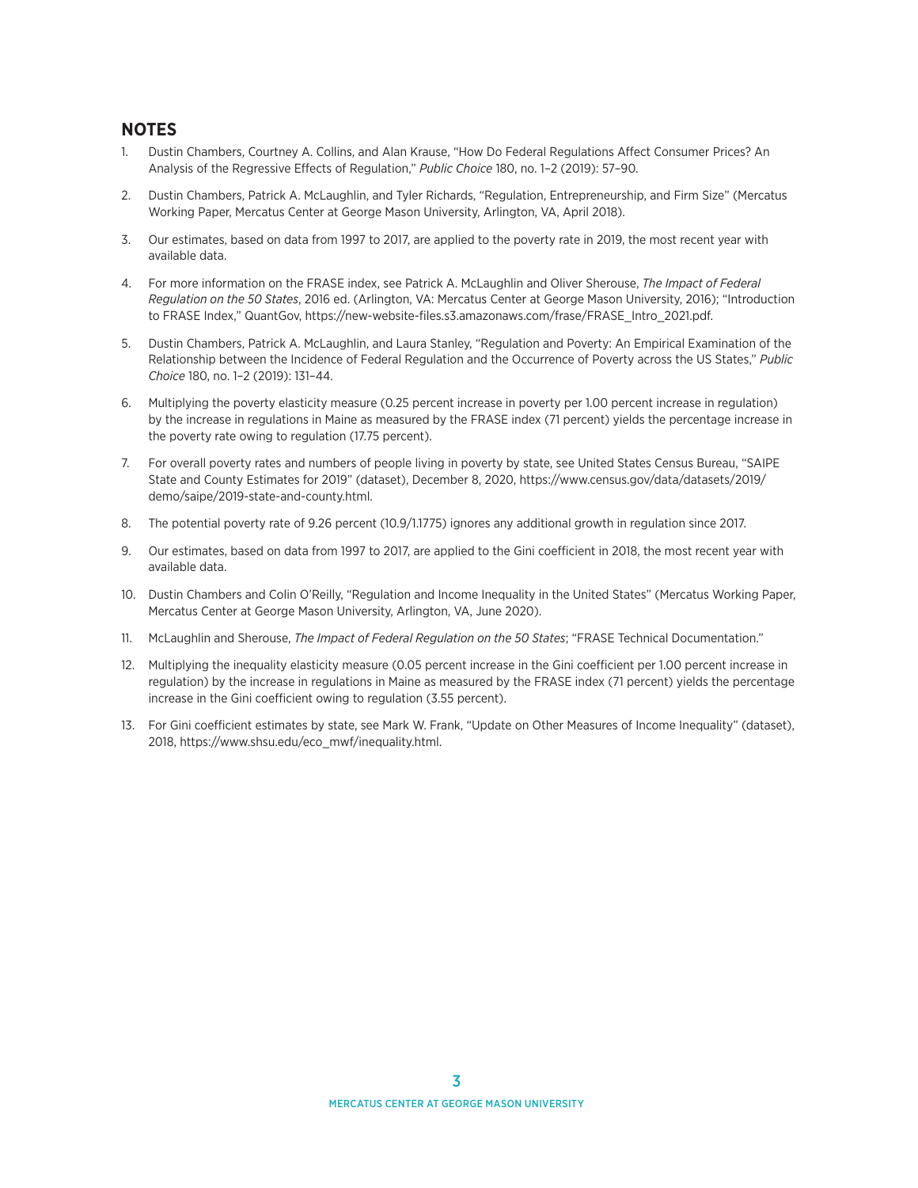## NOTES

1. Dustin Chambers, Courtney A. Collins, and Alan Krause, "How Do Federal Regulations Affect Consumer Prices? An Analysis of the Regressive Effects of Regulation," *Public Choice* 180, no. 1–2 (2019): 57–90.
2. Dustin Chambers, Patrick A. McLaughlin, and Tyler Richards, "Regulation, Entrepreneurship, and Firm Size" (Mercatus Working Paper, Mercatus Center at George Mason University, Arlington, VA, April 2018).
3. Our estimates, based on data from 1997 to 2017, are applied to the poverty rate in 2019, the most recent year with available data.
4. For more information on the FRASE index, see Patrick A. McLaughlin and Oliver Sherouse, *The Impact of Federal Regulation on the 50 States*, 2016 ed. (Arlington, VA: Mercatus Center at George Mason University, 2016); "Introduction to FRASE Index," QuantGov, https://new-website-files.s3.amazonaws.com/frase/FRASE_Intro_2021.pdf.
5. Dustin Chambers, Patrick A. McLaughlin, and Laura Stanley, "Regulation and Poverty: An Empirical Examination of the Relationship between the Incidence of Federal Regulation and the Occurrence of Poverty across the US States," *Public Choice* 180, no. 1–2 (2019): 131–44.
6. Multiplying the poverty elasticity measure (0.25 percent increase in poverty per 1.00 percent increase in regulation) by the increase in regulations in Maine as measured by the FRASE index (71 percent) yields the percentage increase in the poverty rate owing to regulation (17.75 percent).
7. For overall poverty rates and numbers of people living in poverty by state, see United States Census Bureau, "SAIPE State and County Estimates for 2019" (dataset), December 8, 2020, https://www.census.gov/data/datasets/2019/demo/saipe/2019-state-and-county.html.
8. The potential poverty rate of 9.26 percent (10.9/1.1775) ignores any additional growth in regulation since 2017.
9. Our estimates, based on data from 1997 to 2017, are applied to the Gini coefficient in 2018, the most recent year with available data.
10. Dustin Chambers and Colin O'Reilly, "Regulation and Income Inequality in the United States" (Mercatus Working Paper, Mercatus Center at George Mason University, Arlington, VA, June 2020).
11. McLaughlin and Sherouse, *The Impact of Federal Regulation on the 50 States*; "FRASE Technical Documentation."
12. Multiplying the inequality elasticity measure (0.05 percent increase in the Gini coefficient per 1.00 percent increase in regulation) by the increase in regulations in Maine as measured by the FRASE index (71 percent) yields the percentage increase in the Gini coefficient owing to regulation (3.55 percent).
13. For Gini coefficient estimates by state, see Mark W. Frank, "Update on Other Measures of Income Inequality" (dataset), 2018, https://www.shsu.edu/eco_mwf/inequality.html.